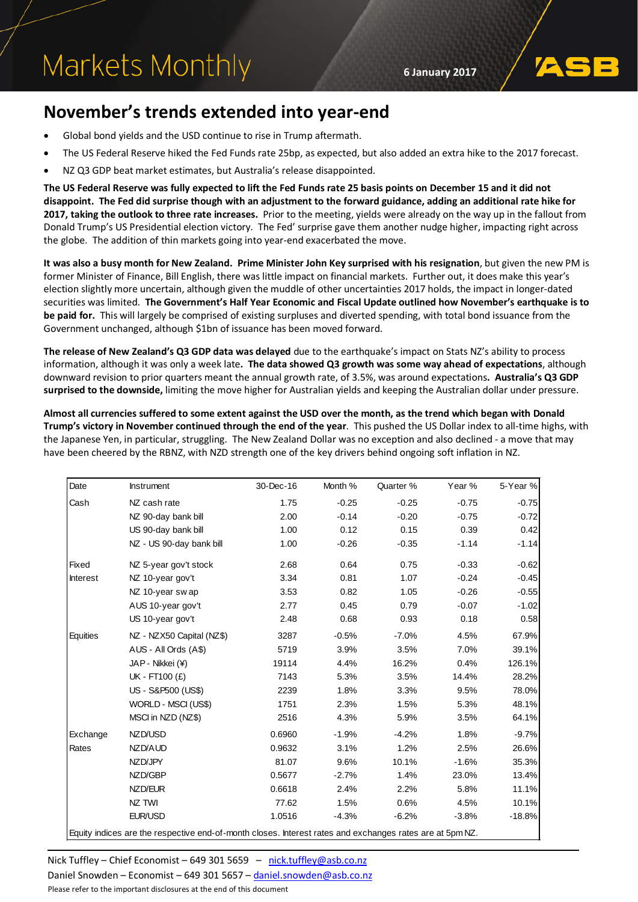# Markets Monthly

6 January 2017

## November's trends extended into year-end

- Global bond yields and the USD continue to rise in Trump aftermath.
- The US Federal Reserve hiked the Fed Funds rate 25bp, as expected, but also added an extra hike to the 2017 forecast.
- NZ Q3 GDP beat market estimates, but Australia's release disappointed.

**The US Federal Reserve was fully expected to lift the Fed Funds rate 25 basis points on December 15 and it did not disappoint. The Fed did surprise though with an adjustment to the forward guidance, adding an additional rate hike for 2017, taking the outlook to three rate increases.** Prior to the meeting, yields were already on the way up in the fallout from Donald Trump's US Presidential election victory. The Fed' surprise gave them another nudge higher, impacting right across the globe. The addition of thin markets going into year-end exacerbated the move.

**It was also a busy month for New Zealand. Prime Minister John Key surprised with his resignation**, but given the new PM is former Minister of Finance, Bill English, there was little impact on financial markets. Further out, it does make this year's election slightly more uncertain, although given the muddle of other uncertainties 2017 holds, the impact in longer-dated securities was limited. **The Government's Half Year Economic and Fiscal Update outlined how November's earthquake is to be paid for.** This will largely be comprised of existing surpluses and diverted spending, with total bond issuance from the Government unchanged, although $1bn of issuance has been moved forward.

**The release of New Zealand's Q3 GDP data was delayed** due to the earthquake's impact on Stats NZ's ability to process information, although it was only a week late**. The data showed Q3 growth was some way ahead of expectations**, although downward revision to prior quarters meant the annual growth rate, of 3.5%, was around expectations**. Australia's Q3 GDP surprised to the downside,** limiting the move higher for Australian yields and keeping the Australian dollar under pressure.

**Almost all currencies suffered to some extent against the USD over the month, as the trend which began with Donald Trump's victory in November continued through the end of the year**. This pushed the US Dollar index to all-time highs, with the Japanese Yen, in particular, struggling. The New Zealand Dollar was no exception and also declined - a move that may have been cheered by the RBNZ, with NZD strength one of the key drivers behind ongoing soft inflation in NZ.

| Date | Instrument | 30-Dec-16 | Month % | Quarter % | Year % | 5-Year % |
|---|---|---|---|---|---|---|
| Cash | NZ cash rate | 1.75 | -0.25 | -0.25 | -0.75 | -0.75 |
| | NZ 90-day bank bill | 2.00 | -0.14 | -0.20 | -0.75 | -0.72 |
| | US 90-day bank bill | 1.00 | 0.12 | 0.15 | 0.39 | 0.42 |
| | NZ - US 90-day bank bill | 1.00 | -0.26 | -0.35 | -1.14 | -1.14 |
| Fixed Interest | NZ 5-year gov't stock | 2.68 | 0.64 | 0.75 | -0.33 | -0.62 |
| | NZ 10-year gov't | 3.34 | 0.81 | 1.07 | -0.24 | -0.45 |
| | NZ 10-year swap | 3.53 | 0.82 | 1.05 | -0.26 | -0.55 |
| | AUS 10-year gov't | 2.77 | 0.45 | 0.79 | -0.07 | -1.02 |
| | US 10-year gov't | 2.48 | 0.68 | 0.93 | 0.18 | 0.58 |
| Equities | NZ - NZX50 Capital (NZ$) | 3287 | -0.5% | -7.0% | 4.5% | 67.9% |
| | AUS - All Ords (A$) | 5719 | 3.9% | 3.5% | 7.0% | 39.1% |
| | JAP - Nikkei (¥) | 19114 | 4.4% | 16.2% | 0.4% | 126.1% |
| | UK - FT100 (£) | 7143 | 5.3% | 3.5% | 14.4% | 28.2% |
| | US - S&P500 (US$) | 2239 | 1.8% | 3.3% | 9.5% | 78.0% |
| | WORLD - MSCI (US$) | 1751 | 2.3% | 1.5% | 5.3% | 48.1% |
| | MSCI in NZD (NZ$) | 2516 | 4.3% | 5.9% | 3.5% | 64.1% |
| Exchange Rates | NZD/USD | 0.6960 | -1.9% | -4.2% | 1.8% | -9.7% |
| | NZD/AUD | 0.9632 | 3.1% | 1.2% | 2.5% | 26.6% |
| | NZD/JPY | 81.07 | 9.6% | 10.1% | -1.6% | 35.3% |
| | NZD/GBP | 0.5677 | -2.7% | 1.4% | 23.0% | 13.4% |
| | NZD/EUR | 0.6618 | 2.4% | 2.2% | 5.8% | 11.1% |
| | NZ TWI | 77.62 | 1.5% | 0.6% | 4.5% | 10.1% |
| | EUR/USD | 1.0516 | -4.3% | -6.2% | -3.8% | -18.8% |

Equity indices are the respective end-of-month closes. Interest rates and exchanges rates are at 5pm NZ.

Nick Tuffley – Chief Economist – 649 301 5659 – nick.tuffley@asb.co.nz
Daniel Snowden – Economist – 649 301 5657 – daniel.snowden@asb.co.nz
Please refer to the important disclosures at the end of this document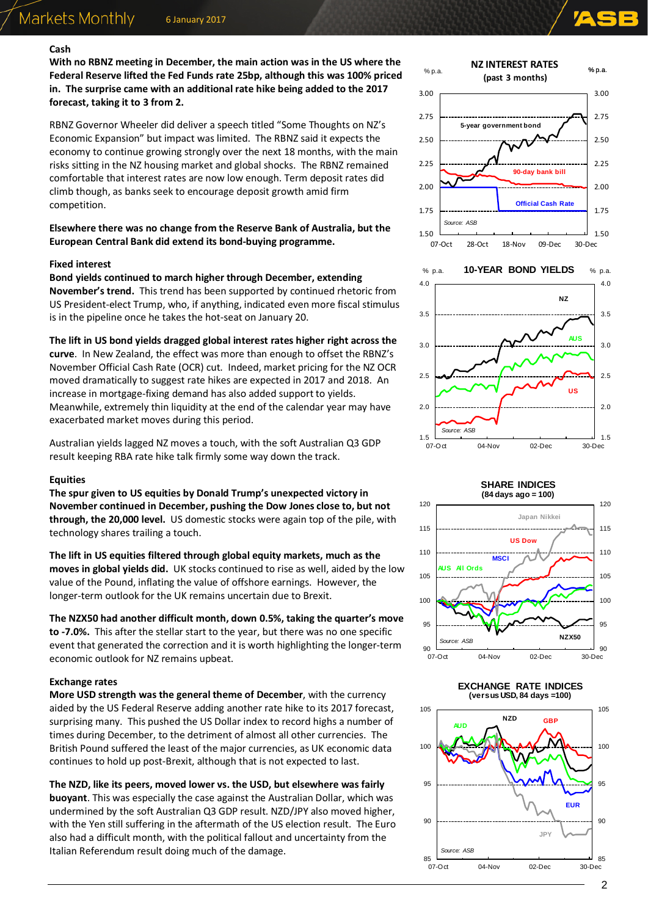## Cash

**With no RBNZ meeting in December, the main action was in the US where the Federal Reserve lifted the Fed Funds rate 25bp, although this was 100% priced in. The surprise came with an additional rate hike being added to the 2017 forecast, taking it to 3 from 2.**

RBNZ Governor Wheeler did deliver a speech titled "Some Thoughts on NZ's Economic Expansion" but impact was limited. The RBNZ said it expects the economy to continue growing strongly over the next 18 months, with the main risks sitting in the NZ housing market and global shocks. The RBNZ remained comfortable that interest rates are now low enough. Term deposit rates did climb though, as banks seek to encourage deposit growth amid firm competition.

**Elsewhere there was no change from the Reserve Bank of Australia, but the European Central Bank did extend its bond-buying programme.**

## Fixed interest

**Bond yields continued to march higher through December, extending November's trend.** This trend has been supported by continued rhetoric from US President-elect Trump, who, if anything, indicated even more fiscal stimulus is in the pipeline once he takes the hot-seat on January 20.

**The lift in US bond yields dragged global interest rates higher right across the curve**. In New Zealand, the effect was more than enough to offset the RBNZ's November Official Cash Rate (OCR) cut. Indeed, market pricing for the NZ OCR moved dramatically to suggest rate hikes are expected in 2017 and 2018. An increase in mortgage-fixing demand has also added support to yields. Meanwhile, extremely thin liquidity at the end of the calendar year may have exacerbated market moves during this period.

Australian yields lagged NZ moves a touch, with the soft Australian Q3 GDP result keeping RBA rate hike talk firmly some way down the track.

## Equities

**The spur given to US equities by Donald Trump's unexpected victory in November continued in December, pushing the Dow Jones close to, but not through, the 20,000 level.** US domestic stocks were again top of the pile, with technology shares trailing a touch.

**The lift in US equities filtered through global equity markets, much as the moves in global yields did.** UK stocks continued to rise as well, aided by the low value of the Pound, inflating the value of offshore earnings. However, the longer-term outlook for the UK remains uncertain due to Brexit.

**The NZX50 had another difficult month, down 0.5%, taking the quarter's move to -7.0%.** This after the stellar start to the year, but there was no one specific event that generated the correction and it is worth highlighting the longer-term economic outlook for NZ remains upbeat.

## Exchange rates

**More USD strength was the general theme of December**, with the currency aided by the US Federal Reserve adding another rate hike to its 2017 forecast, surprising many. This pushed the US Dollar index to record highs a number of times during December, to the detriment of almost all other currencies. The British Pound suffered the least of the major currencies, as UK economic data continues to hold up post-Brexit, although that is not expected to last.

**The NZD, like its peers, moved lower vs. the USD, but elsewhere was fairly buoyant**. This was especially the case against the Australian Dollar, which was undermined by the soft Australian Q3 GDP result. NZD/JPY also moved higher, with the Yen still suffering in the aftermath of the US election result. The Euro also had a difficult month, with the political fallout and uncertainty from the Italian Referendum result doing much of the damage.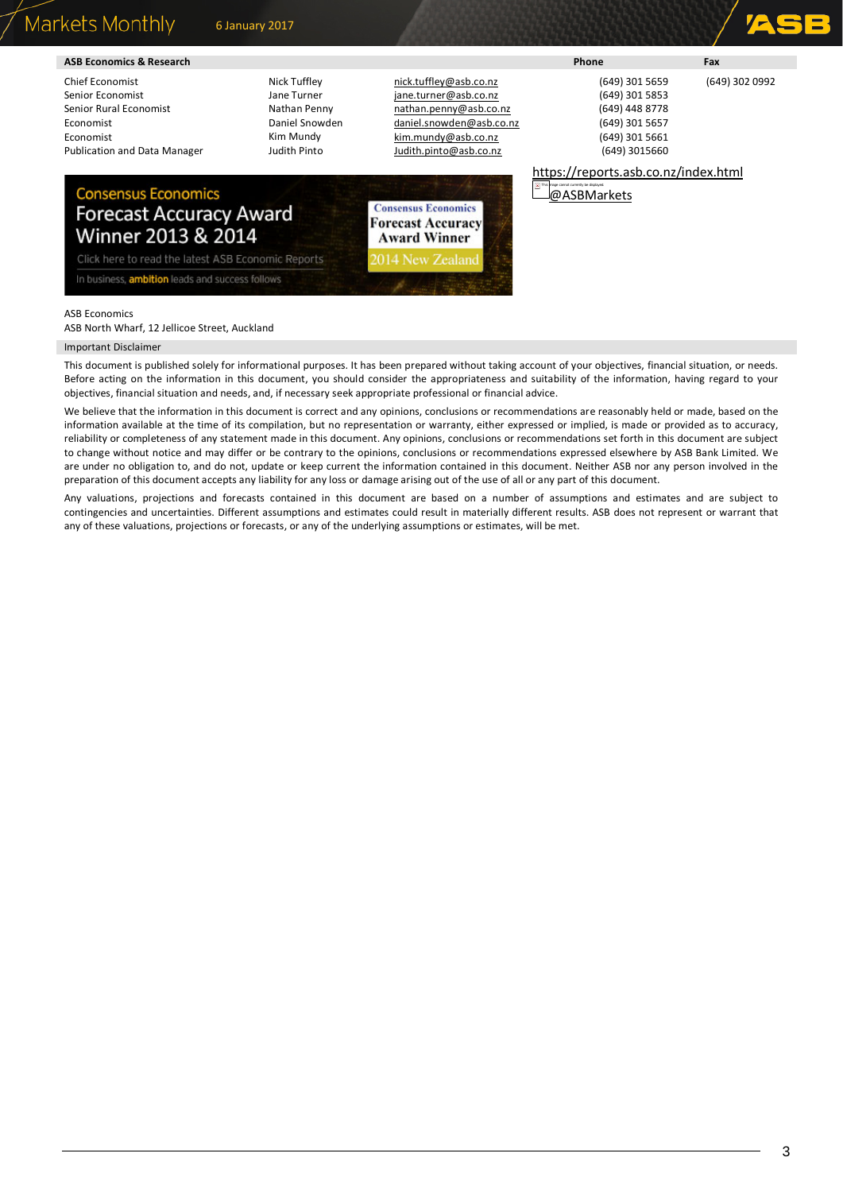| ASB Economics & Research | | | Phone | Fax |
|---|---|---|---|---|
| Chief Economist | Nick Tuffley | nick.tuffley@asb.co.nz | (649) 301 5659 | (649) 302 0992 |
| Senior Economist | Jane Turner | jane.turner@asb.co.nz | (649) 301 5853 | |
| Senior Rural Economist | Nathan Penny | nathan.penny@asb.co.nz | (649) 448 8778 | |
| Economist | Daniel Snowden | daniel.snowden@asb.co.nz | (649) 301 5657 | |
| Economist | Kim Mundy | kim.mundy@asb.co.nz | (649) 301 5661 | |
| Publication and Data Manager | Judith Pinto | Judith.pinto@asb.co.nz | (649) 3015660 | |

Consensus Economics
Forecast Accuracy Award
Winner 2013 & 2014

Click here to read the latest ASB Economic Reports

In business, ambition leads and success follows

Consensus Economics
Forecast Accuracy
Award Winner
2014 New Zealand

https://reports.asb.co.nz/index.html

@ASBMarkets

ASB Economics
ASB North Wharf, 12 Jellicoe Street, Auckland

## Important Disclaimer

This document is published solely for informational purposes. It has been prepared without taking account of your objectives, financial situation, or needs. Before acting on the information in this document, you should consider the appropriateness and suitability of the information, having regard to your objectives, financial situation and needs, and, if necessary seek appropriate professional or financial advice.

We believe that the information in this document is correct and any opinions, conclusions or recommendations are reasonably held or made, based on the information available at the time of its compilation, but no representation or warranty, either expressed or implied, is made or provided as to accuracy, reliability or completeness of any statement made in this document. Any opinions, conclusions or recommendations set forth in this document are subject to change without notice and may differ or be contrary to the opinions, conclusions or recommendations expressed elsewhere by ASB Bank Limited. We are under no obligation to, and do not, update or keep current the information contained in this document. Neither ASB nor any person involved in the preparation of this document accepts any liability for any loss or damage arising out of the use of all or any part of this document.

Any valuations, projections and forecasts contained in this document are based on a number of assumptions and estimates and are subject to contingencies and uncertainties. Different assumptions and estimates could result in materially different results. ASB does not represent or warrant that any of these valuations, projections or forecasts, or any of the underlying assumptions or estimates, will be met.